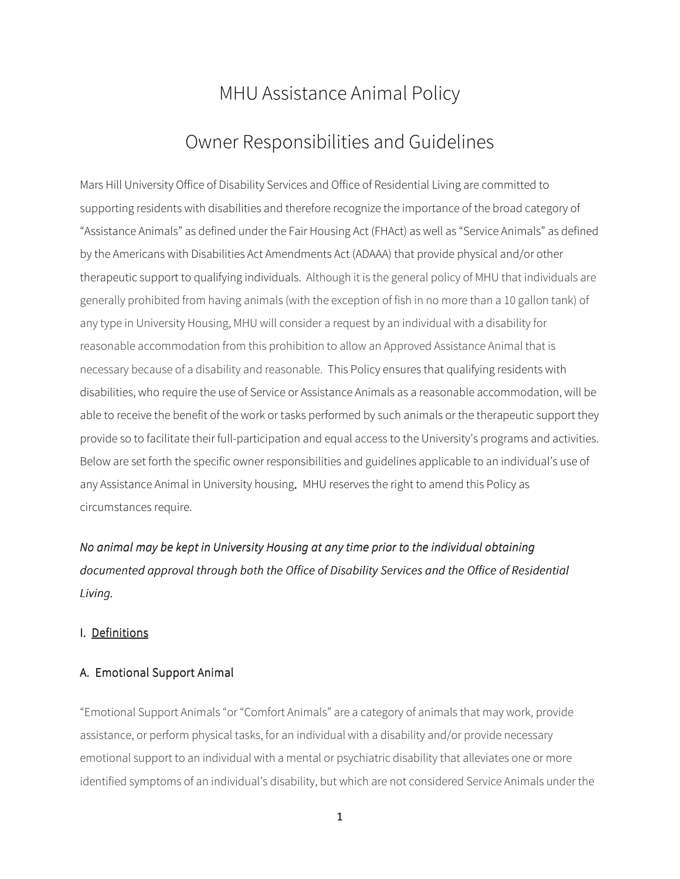# MHU Assistance Animal Policy

# Owner Responsibilities and Guidelines

Mars Hill University Office of Disability Services and Office of Residential Living are committed to supporting residents with disabilities and therefore recognize the importance of the broad category of "Assistance Animals" as defined under the Fair Housing Act (FHAct) as well as "Service Animals" as defined by the Americans with Disabilities Act Amendments Act (ADAAA) that provide physical and/or other therapeutic support to qualifying individuals. Although it is the general policy of MHU that individuals are generally prohibited from having animals (with the exception of fish in no more than a 10 gallon tank) of any type in University Housing, MHU will consider a request by an individual with a disability for reasonable accommodation from this prohibition to allow an Approved Assistance Animal that is necessary because of a disability and reasonable. This Policy ensures that qualifying residents with disabilities, who require the use of Service or Assistance Animals as a reasonable accommodation, will be able to receive the benefit of the work or tasks performed by such animals or the therapeutic support they provide so to facilitate their full-participation and equal access to the University's programs and activities. Below are set forth the specific owner responsibilities and guidelines applicable to an individual's use of any Assistance Animal in University housing. MHU reserves the right to amend this Policy as circumstances require.

*No animal may be kept in University Housing at any time prior to the individual obtaining documented approval through both the Office of Disability Services and the Office of Residential Living.*

## I. Definitions

### A. Emotional Support Animal

"Emotional Support Animals "or "Comfort Animals" are a category of animals that may work, provide assistance, or perform physical tasks, for an individual with a disability and/or provide necessary emotional support to an individual with a mental or psychiatric disability that alleviates one or more identified symptoms of an individual's disability, but which are not considered Service Animals under the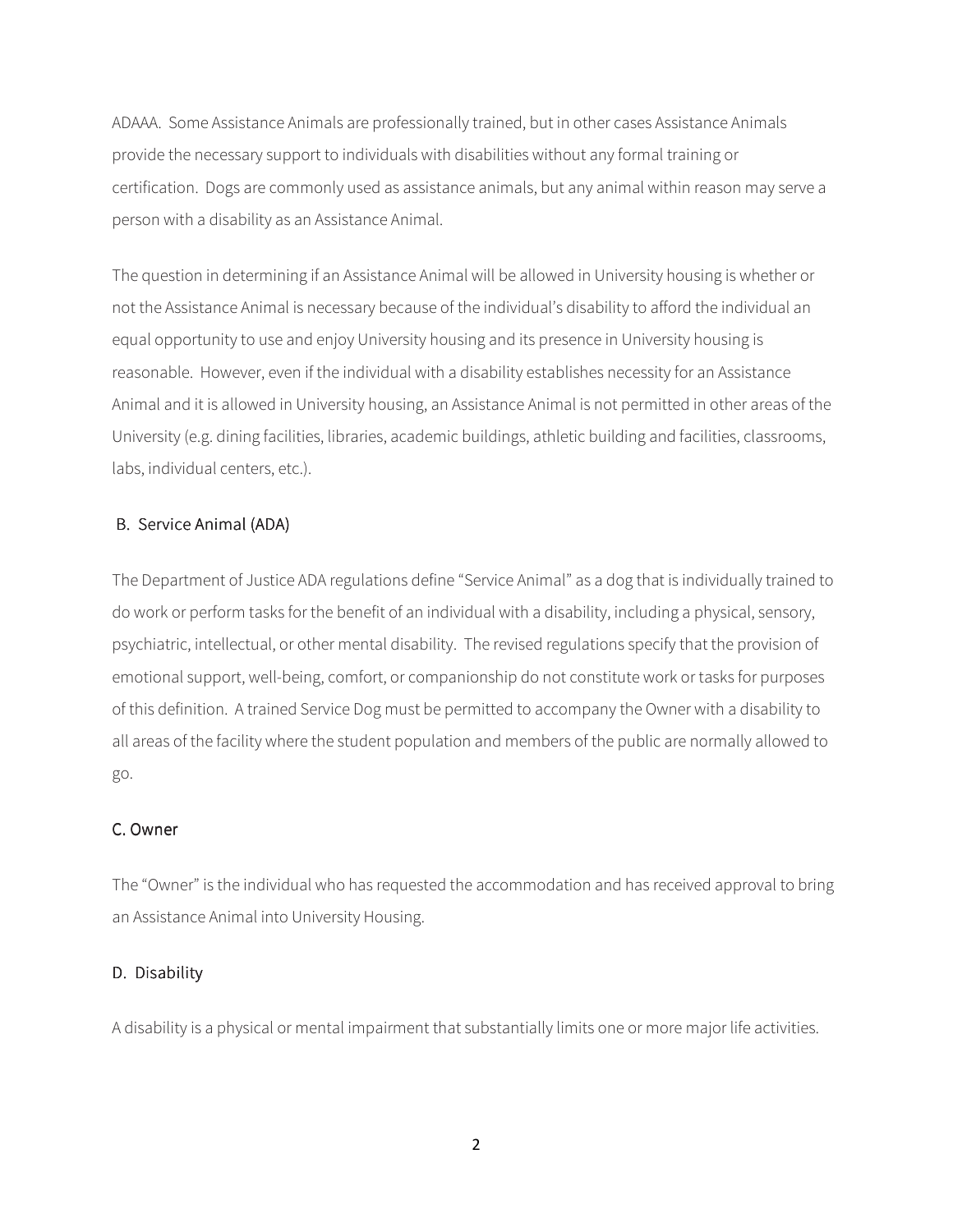ADAAA. Some Assistance Animals are professionally trained, but in other cases Assistance Animals provide the necessary support to individuals with disabilities without any formal training or certification. Dogs are commonly used as assistance animals, but any animal within reason may serve a person with a disability as an Assistance Animal.

The question in determining if an Assistance Animal will be allowed in University housing is whether or not the Assistance Animal is necessary because of the individual's disability to afford the individual an equal opportunity to use and enjoy University housing and its presence in University housing is reasonable. However, even if the individual with a disability establishes necessity for an Assistance Animal and it is allowed in University housing, an Assistance Animal is not permitted in other areas of the University (e.g. dining facilities, libraries, academic buildings, athletic building and facilities, classrooms, labs, individual centers, etc.).

### B. Service Animal (ADA)

The Department of Justice ADA regulations define "Service Animal" as a dog that is individually trained to do work or perform tasks for the benefit of an individual with a disability, including a physical, sensory, psychiatric, intellectual, or other mental disability. The revised regulations specify that the provision of emotional support, well-being, comfort, or companionship do not constitute work or tasks for purposes of this definition. A trained Service Dog must be permitted to accompany the Owner with a disability to all areas of the facility where the student population and members of the public are normally allowed to go.

### C. Owner

The "Owner" is the individual who has requested the accommodation and has received approval to bring an Assistance Animal into University Housing.

### D. Disability

A disability is a physical or mental impairment that substantially limits one or more major life activities.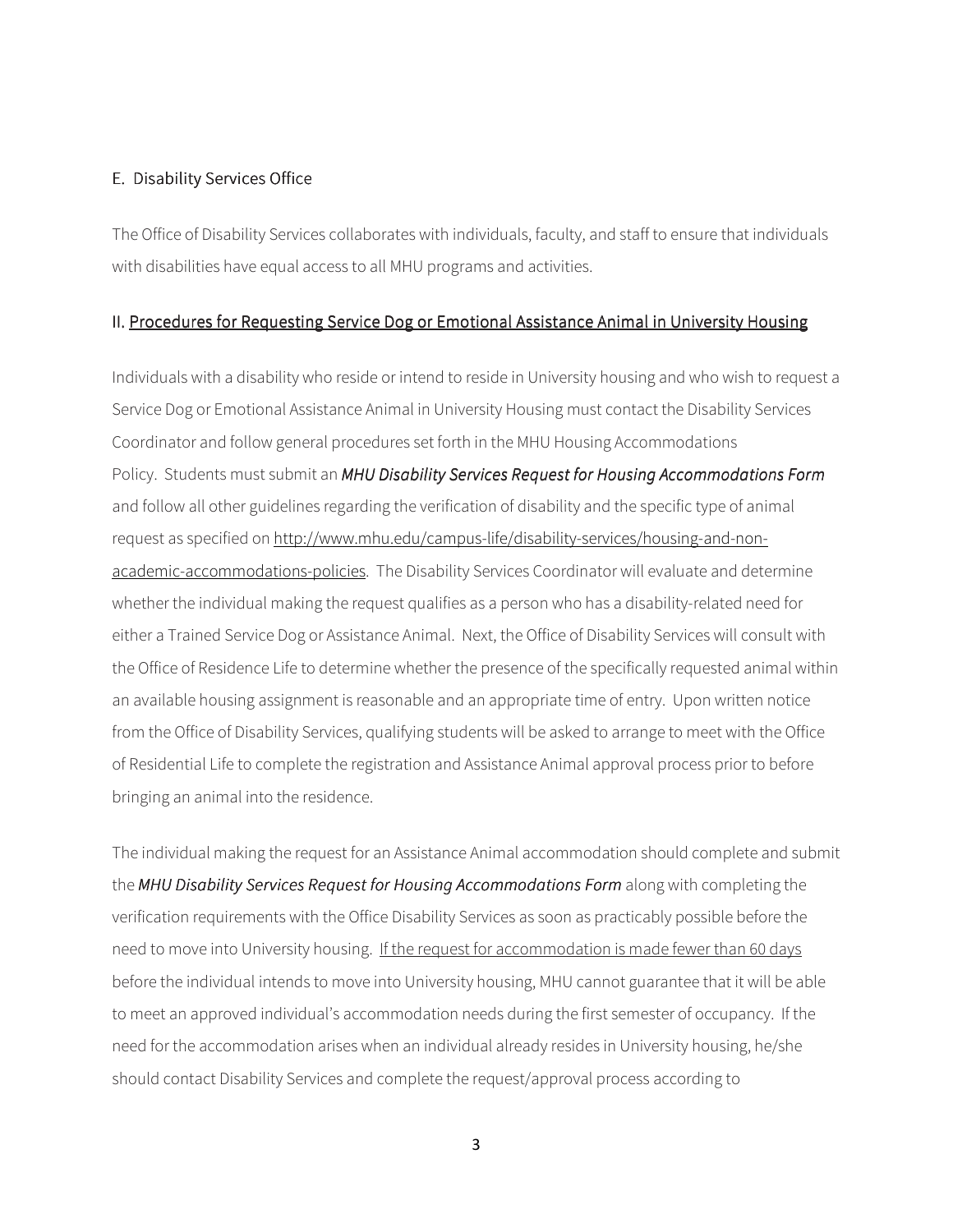### E. Disability Services Office

The Office of Disability Services collaborates with individuals, faculty, and staff to ensure that individuals with disabilities have equal access to all MHU programs and activities.

## II. <u>Procedures for Requesting Service Dog or Emotional Assistance Animal in University Housing</u>

Individuals with a disability who reside or intend to reside in University housing and who wish to request a Service Dog or Emotional Assistance Animal in University Housing must contact the Disability Services Coordinator and follow general procedures set forth in the MHU Housing Accommodations Policy. Students must submit an ***MHU Disability Services Request for Housing Accommodations Form*** and follow all other guidelines regarding the verification of disability and the specific type of animal request as specified on http://www.mhu.edu/campus-life/disability-services/housing-and-non-academic-accommodations-policies. The Disability Services Coordinator will evaluate and determine whether the individual making the request qualifies as a person who has a disability-related need for either a Trained Service Dog or Assistance Animal. Next, the Office of Disability Services will consult with the Office of Residence Life to determine whether the presence of the specifically requested animal within an available housing assignment is reasonable and an appropriate time of entry. Upon written notice from the Office of Disability Services, qualifying students will be asked to arrange to meet with the Office of Residential Life to complete the registration and Assistance Animal approval process prior to before bringing an animal into the residence.

The individual making the request for an Assistance Animal accommodation should complete and submit the ***MHU Disability Services Request for Housing Accommodations Form*** along with completing the verification requirements with the Office Disability Services as soon as practicably possible before the need to move into University housing. <u>If the request for accommodation is made fewer than 60 days</u> before the individual intends to move into University housing, MHU cannot guarantee that it will be able to meet an approved individual's accommodation needs during the first semester of occupancy. If the need for the accommodation arises when an individual already resides in University housing, he/she should contact Disability Services and complete the request/approval process according to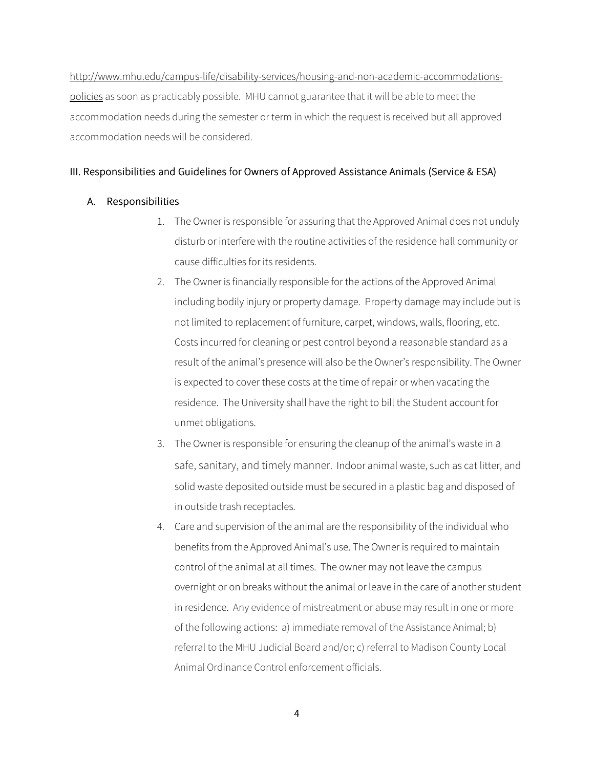http://www.mhu.edu/campus-life/disability-services/housing-and-non-academic-accommodations-policies as soon as practicably possible. MHU cannot guarantee that it will be able to meet the accommodation needs during the semester or term in which the request is received but all approved accommodation needs will be considered.

## III. Responsibilities and Guidelines for Owners of Approved Assistance Animals (Service & ESA)

### A. Responsibilities

1. The Owner is responsible for assuring that the Approved Animal does not unduly disturb or interfere with the routine activities of the residence hall community or cause difficulties for its residents.
2. The Owner is financially responsible for the actions of the Approved Animal including bodily injury or property damage. Property damage may include but is not limited to replacement of furniture, carpet, windows, walls, flooring, etc. Costs incurred for cleaning or pest control beyond a reasonable standard as a result of the animal's presence will also be the Owner's responsibility. The Owner is expected to cover these costs at the time of repair or when vacating the residence. The University shall have the right to bill the Student account for unmet obligations.
3. The Owner is responsible for ensuring the cleanup of the animal's waste in a safe, sanitary, and timely manner. Indoor animal waste, such as cat litter, and solid waste deposited outside must be secured in a plastic bag and disposed of in outside trash receptacles.
4. Care and supervision of the animal are the responsibility of the individual who benefits from the Approved Animal's use. The Owner is required to maintain control of the animal at all times. The owner may not leave the campus overnight or on breaks without the animal or leave in the care of another student in residence. Any evidence of mistreatment or abuse may result in one or more of the following actions: a) immediate removal of the Assistance Animal; b) referral to the MHU Judicial Board and/or; c) referral to Madison County Local Animal Ordinance Control enforcement officials.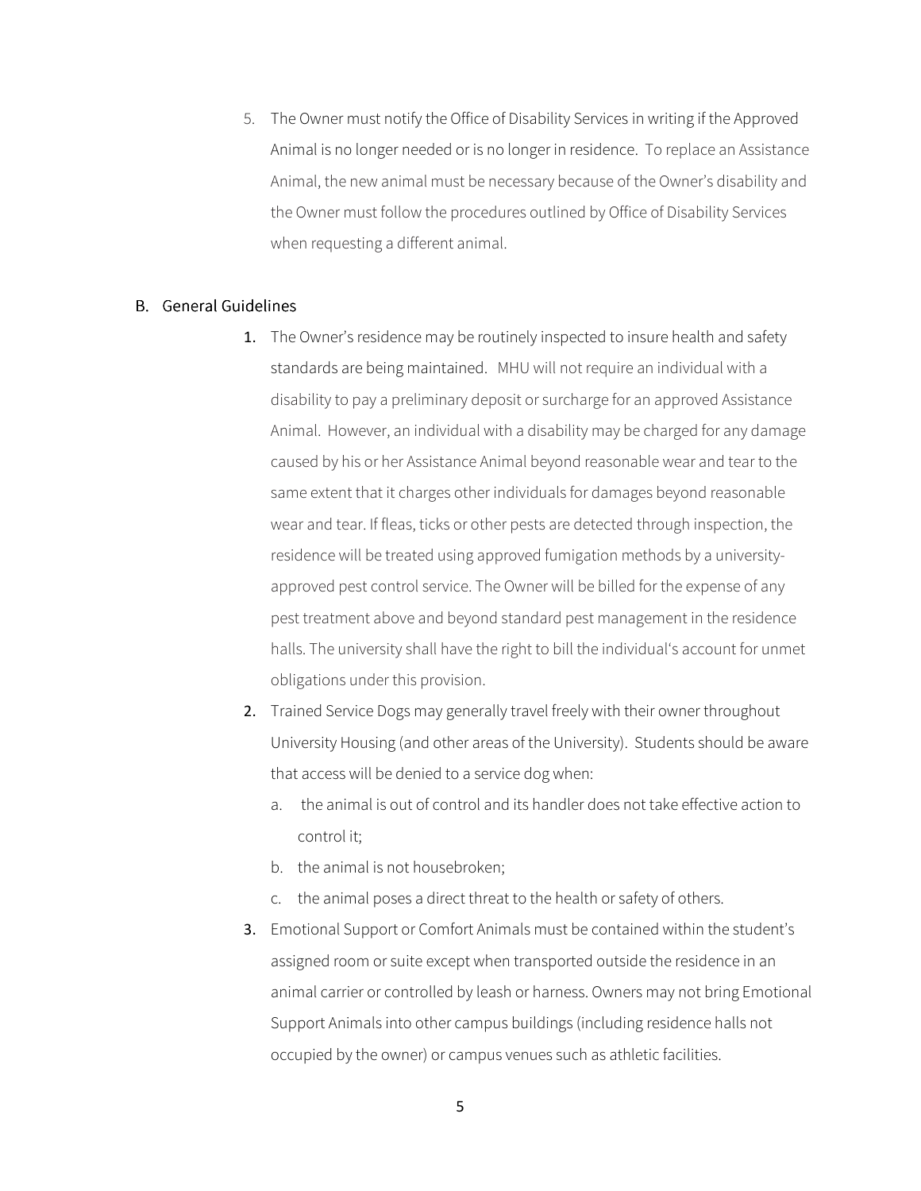5. The Owner must notify the Office of Disability Services in writing if the Approved Animal is no longer needed or is no longer in residence. To replace an Assistance Animal, the new animal must be necessary because of the Owner's disability and the Owner must follow the procedures outlined by Office of Disability Services when requesting a different animal.

## B. General Guidelines

1. The Owner's residence may be routinely inspected to insure health and safety standards are being maintained. MHU will not require an individual with a disability to pay a preliminary deposit or surcharge for an approved Assistance Animal. However, an individual with a disability may be charged for any damage caused by his or her Assistance Animal beyond reasonable wear and tear to the same extent that it charges other individuals for damages beyond reasonable wear and tear. If fleas, ticks or other pests are detected through inspection, the residence will be treated using approved fumigation methods by a university-approved pest control service. The Owner will be billed for the expense of any pest treatment above and beyond standard pest management in the residence halls. The university shall have the right to bill the individual's account for unmet obligations under this provision.
2. Trained Service Dogs may generally travel freely with their owner throughout University Housing (and other areas of the University). Students should be aware that access will be denied to a service dog when:
   a. the animal is out of control and its handler does not take effective action to control it;
   b. the animal is not housebroken;
   c. the animal poses a direct threat to the health or safety of others.
3. Emotional Support or Comfort Animals must be contained within the student's assigned room or suite except when transported outside the residence in an animal carrier or controlled by leash or harness. Owners may not bring Emotional Support Animals into other campus buildings (including residence halls not occupied by the owner) or campus venues such as athletic facilities.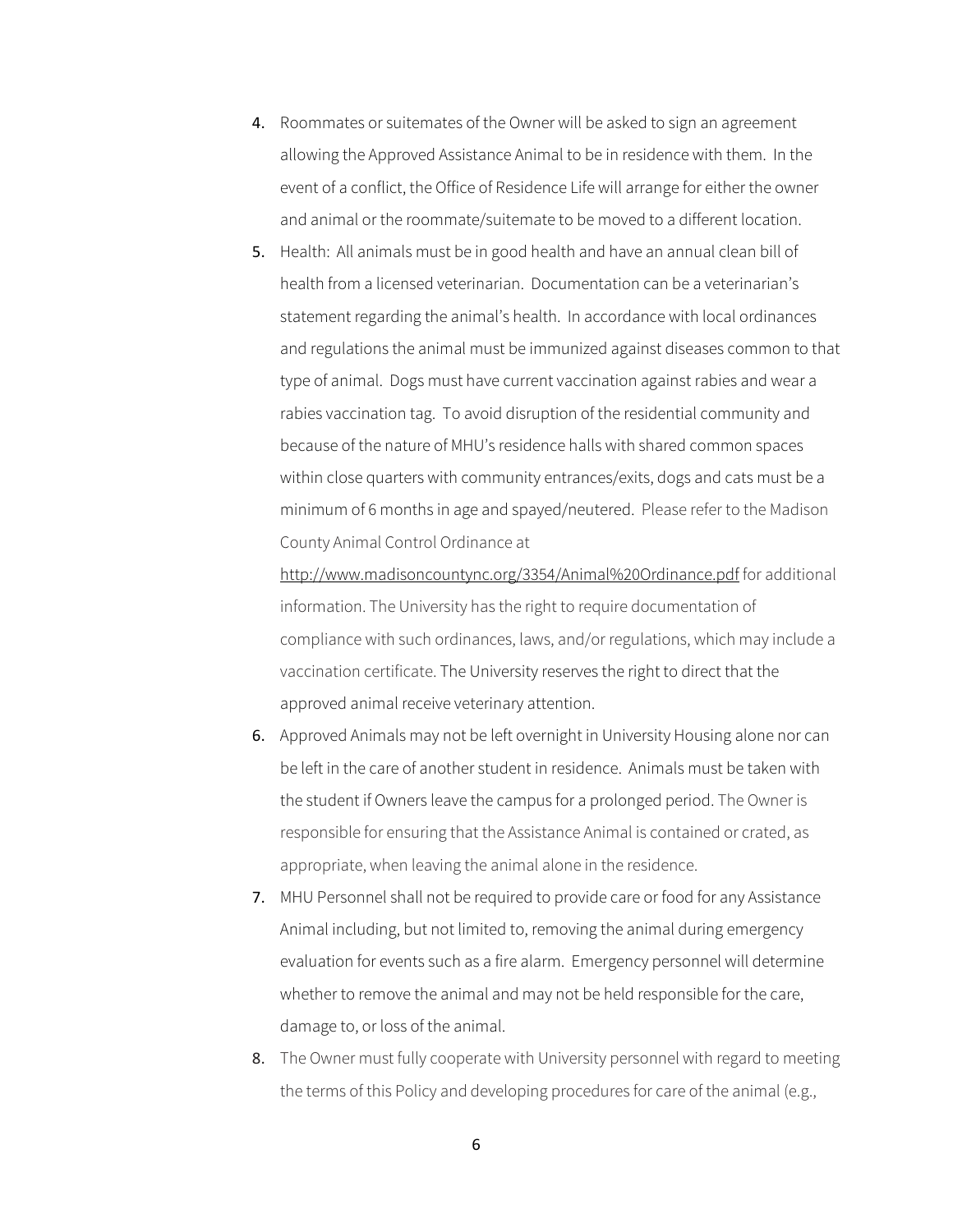4. Roommates or suitemates of the Owner will be asked to sign an agreement allowing the Approved Assistance Animal to be in residence with them. In the event of a conflict, the Office of Residence Life will arrange for either the owner and animal or the roommate/suitemate to be moved to a different location.
5. Health: All animals must be in good health and have an annual clean bill of health from a licensed veterinarian. Documentation can be a veterinarian's statement regarding the animal's health. In accordance with local ordinances and regulations the animal must be immunized against diseases common to that type of animal. Dogs must have current vaccination against rabies and wear a rabies vaccination tag. To avoid disruption of the residential community and because of the nature of MHU's residence halls with shared common spaces within close quarters with community entrances/exits, dogs and cats must be a minimum of 6 months in age and spayed/neutered. Please refer to the Madison County Animal Control Ordinance at http://www.madisoncountync.org/3354/Animal%20Ordinance.pdf for additional information. The University has the right to require documentation of compliance with such ordinances, laws, and/or regulations, which may include a vaccination certificate. The University reserves the right to direct that the approved animal receive veterinary attention.
6. Approved Animals may not be left overnight in University Housing alone nor can be left in the care of another student in residence. Animals must be taken with the student if Owners leave the campus for a prolonged period. The Owner is responsible for ensuring that the Assistance Animal is contained or crated, as appropriate, when leaving the animal alone in the residence.
7. MHU Personnel shall not be required to provide care or food for any Assistance Animal including, but not limited to, removing the animal during emergency evaluation for events such as a fire alarm. Emergency personnel will determine whether to remove the animal and may not be held responsible for the care, damage to, or loss of the animal.
8. The Owner must fully cooperate with University personnel with regard to meeting the terms of this Policy and developing procedures for care of the animal (e.g.,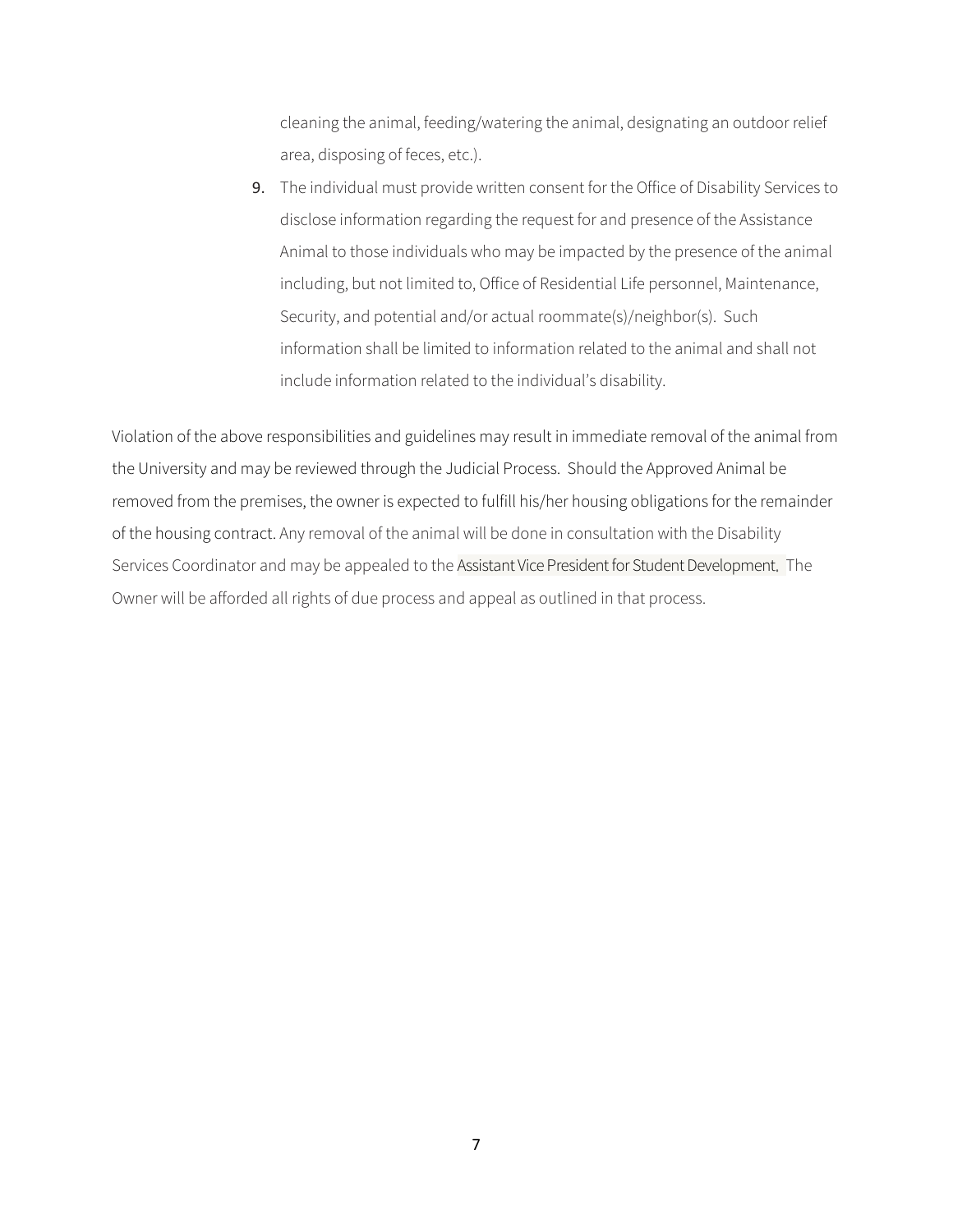cleaning the animal, feeding/watering the animal, designating an outdoor relief area, disposing of feces, etc.).

9. The individual must provide written consent for the Office of Disability Services to disclose information regarding the request for and presence of the Assistance Animal to those individuals who may be impacted by the presence of the animal including, but not limited to, Office of Residential Life personnel, Maintenance, Security, and potential and/or actual roommate(s)/neighbor(s). Such information shall be limited to information related to the animal and shall not include information related to the individual's disability.

Violation of the above responsibilities and guidelines may result in immediate removal of the animal from the University and may be reviewed through the Judicial Process. Should the Approved Animal be removed from the premises, the owner is expected to fulfill his/her housing obligations for the remainder of the housing contract. Any removal of the animal will be done in consultation with the Disability Services Coordinator and may be appealed to the Assistant Vice President for Student Development. The Owner will be afforded all rights of due process and appeal as outlined in that process.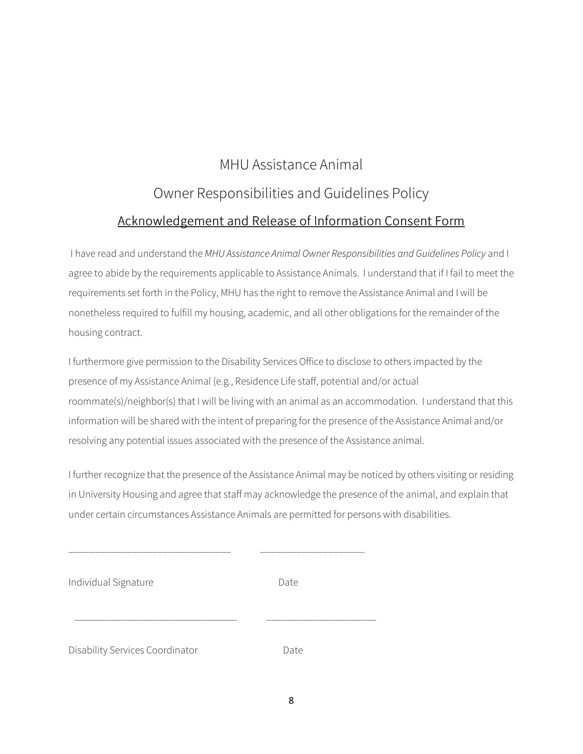# MHU Assistance Animal

# Owner Responsibilities and Guidelines Policy

## Acknowledgement and Release of Information Consent Form

I have read and understand the *MHU Assistance Animal Owner Responsibilities and Guidelines Policy* and I agree to abide by the requirements applicable to Assistance Animals. I understand that if I fail to meet the requirements set forth in the Policy, MHU has the right to remove the Assistance Animal and I will be nonetheless required to fulfill my housing, academic, and all other obligations for the remainder of the housing contract.

I furthermore give permission to the Disability Services Office to disclose to others impacted by the presence of my Assistance Animal (e.g., Residence Life staff, potential and/or actual roommate(s)/neighbor(s) that I will be living with an animal as an accommodation. I understand that this information will be shared with the intent of preparing for the presence of the Assistance Animal and/or resolving any potential issues associated with the presence of the Assistance animal.

I further recognize that the presence of the Assistance Animal may be noticed by others visiting or residing in University Housing and agree that staff may acknowledge the presence of the animal, and explain that under certain circumstances Assistance Animals are permitted for persons with disabilities.

_______________________________ ____________________

Individual Signature Date

_______________________________ ____________________

Disability Services Coordinator Date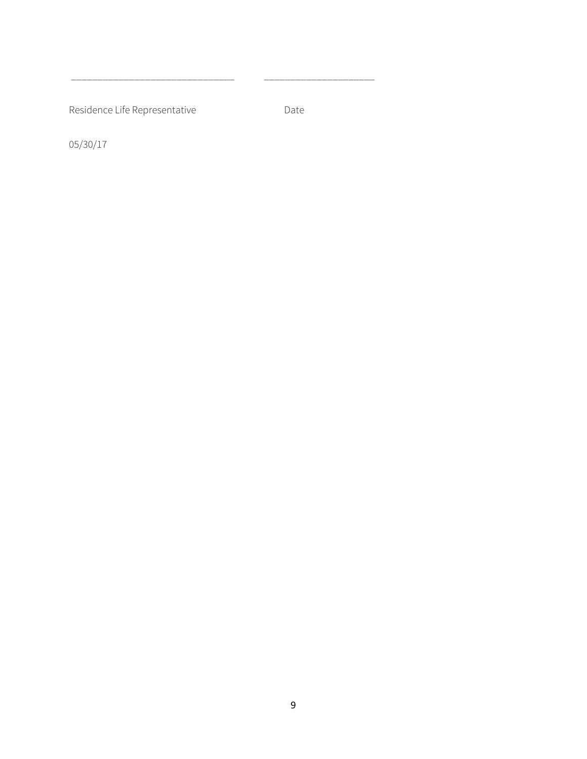\_\_\_\_\_\_\_\_\_\_\_\_\_\_\_\_\_\_\_\_\_\_\_\_\_\_\_\_\_\_\_\_\_\_\_\_\_ \_\_\_\_\_\_\_\_\_\_\_\_\_\_\_\_\_\_\_\_\_\_\_\_\_\_\_\_\_

Residence Life Representative Date

05/30/17